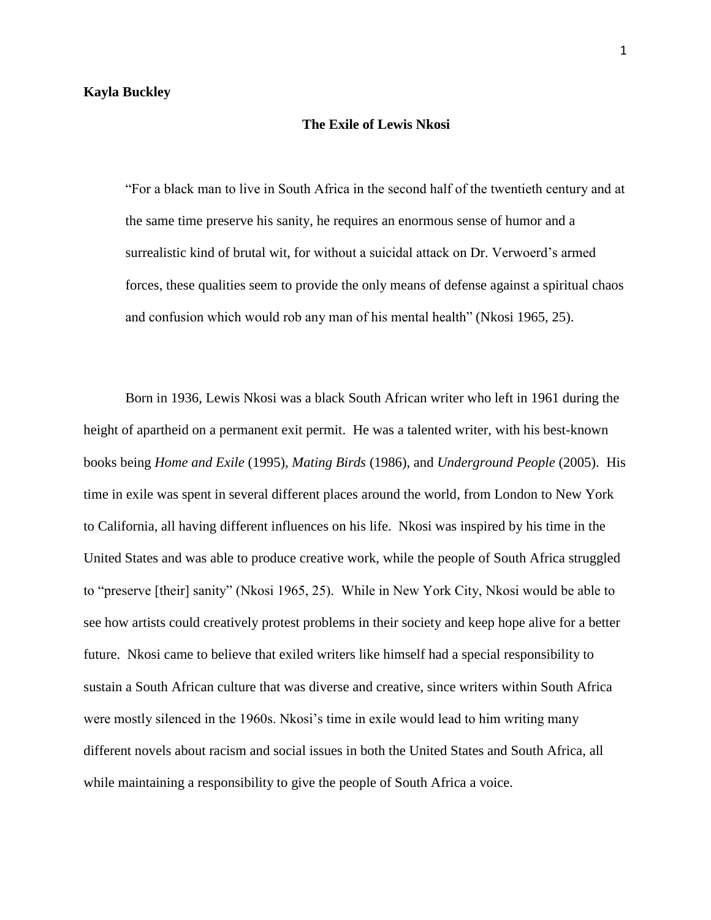**Kayla Buckley**

# The Exile of Lewis Nkosi

> "For a black man to live in South Africa in the second half of the twentieth century and at the same time preserve his sanity, he requires an enormous sense of humor and a surrealistic kind of brutal wit, for without a suicidal attack on Dr. Verwoerd's armed forces, these qualities seem to provide the only means of defense against a spiritual chaos and confusion which would rob any man of his mental health" (Nkosi 1965, 25).

Born in 1936, Lewis Nkosi was a black South African writer who left in 1961 during the height of apartheid on a permanent exit permit. He was a talented writer, with his best-known books being *Home and Exile* (1995), *Mating Birds* (1986), and *Underground People* (2005). His time in exile was spent in several different places around the world, from London to New York to California, all having different influences on his life. Nkosi was inspired by his time in the United States and was able to produce creative work, while the people of South Africa struggled to "preserve [their] sanity" (Nkosi 1965, 25). While in New York City, Nkosi would be able to see how artists could creatively protest problems in their society and keep hope alive for a better future. Nkosi came to believe that exiled writers like himself had a special responsibility to sustain a South African culture that was diverse and creative, since writers within South Africa were mostly silenced in the 1960s. Nkosi's time in exile would lead to him writing many different novels about racism and social issues in both the United States and South Africa, all while maintaining a responsibility to give the people of South Africa a voice.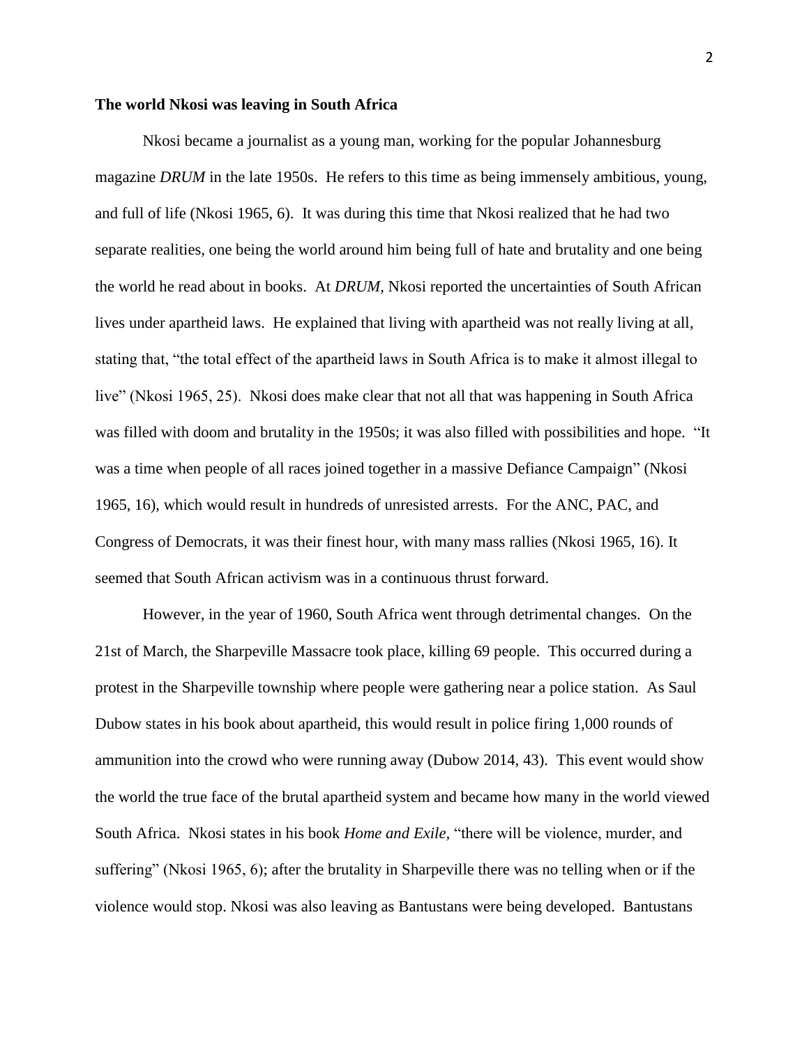**The world Nkosi was leaving in South Africa**

Nkosi became a journalist as a young man, working for the popular Johannesburg magazine *DRUM* in the late 1950s. He refers to this time as being immensely ambitious, young, and full of life (Nkosi 1965, 6). It was during this time that Nkosi realized that he had two separate realities, one being the world around him being full of hate and brutality and one being the world he read about in books. At *DRUM*, Nkosi reported the uncertainties of South African lives under apartheid laws. He explained that living with apartheid was not really living at all, stating that, "the total effect of the apartheid laws in South Africa is to make it almost illegal to live" (Nkosi 1965, 25). Nkosi does make clear that not all that was happening in South Africa was filled with doom and brutality in the 1950s; it was also filled with possibilities and hope. "It was a time when people of all races joined together in a massive Defiance Campaign" (Nkosi 1965, 16), which would result in hundreds of unresisted arrests. For the ANC, PAC, and Congress of Democrats, it was their finest hour, with many mass rallies (Nkosi 1965, 16). It seemed that South African activism was in a continuous thrust forward.

However, in the year of 1960, South Africa went through detrimental changes. On the 21st of March, the Sharpeville Massacre took place, killing 69 people. This occurred during a protest in the Sharpeville township where people were gathering near a police station. As Saul Dubow states in his book about apartheid, this would result in police firing 1,000 rounds of ammunition into the crowd who were running away (Dubow 2014, 43). This event would show the world the true face of the brutal apartheid system and became how many in the world viewed South Africa. Nkosi states in his book *Home and Exile*, "there will be violence, murder, and suffering" (Nkosi 1965, 6); after the brutality in Sharpeville there was no telling when or if the violence would stop. Nkosi was also leaving as Bantustans were being developed. Bantustans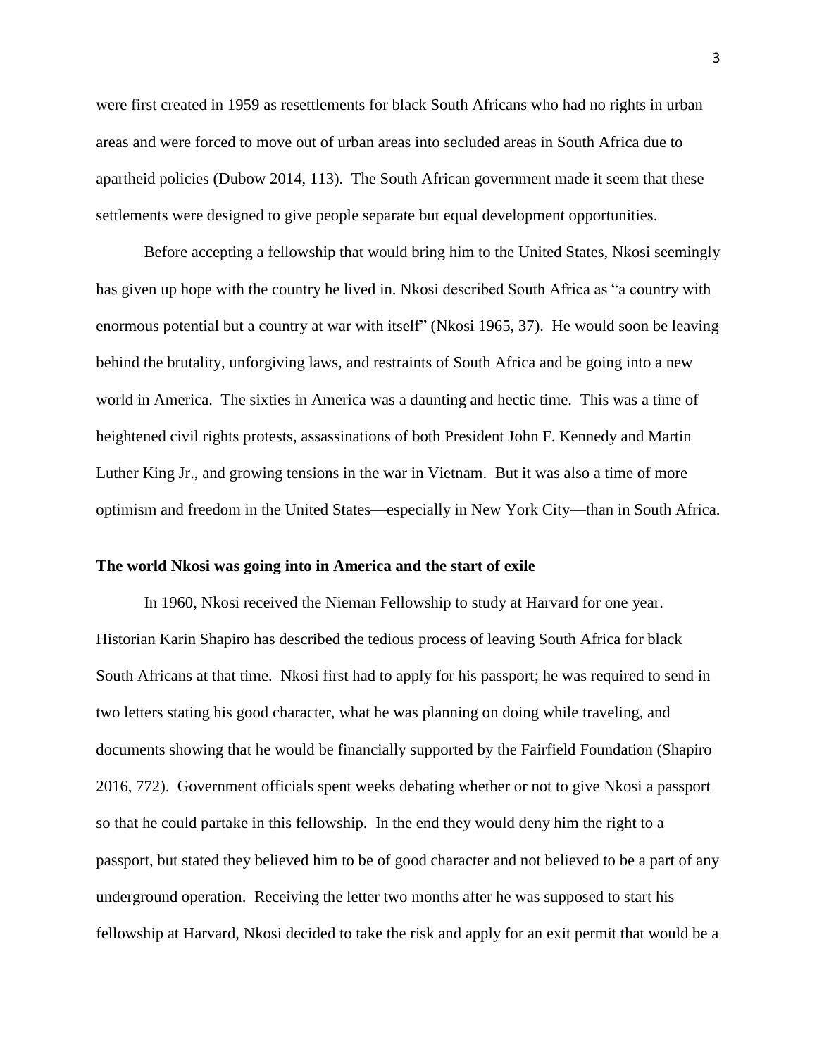were first created in 1959 as resettlements for black South Africans who had no rights in urban areas and were forced to move out of urban areas into secluded areas in South Africa due to apartheid policies (Dubow 2014, 113). The South African government made it seem that these settlements were designed to give people separate but equal development opportunities.

Before accepting a fellowship that would bring him to the United States, Nkosi seemingly has given up hope with the country he lived in. Nkosi described South Africa as "a country with enormous potential but a country at war with itself" (Nkosi 1965, 37). He would soon be leaving behind the brutality, unforgiving laws, and restraints of South Africa and be going into a new world in America. The sixties in America was a daunting and hectic time. This was a time of heightened civil rights protests, assassinations of both President John F. Kennedy and Martin Luther King Jr., and growing tensions in the war in Vietnam. But it was also a time of more optimism and freedom in the United States—especially in New York City—than in South Africa.

**The world Nkosi was going into in America and the start of exile**

In 1960, Nkosi received the Nieman Fellowship to study at Harvard for one year. Historian Karin Shapiro has described the tedious process of leaving South Africa for black South Africans at that time. Nkosi first had to apply for his passport; he was required to send in two letters stating his good character, what he was planning on doing while traveling, and documents showing that he would be financially supported by the Fairfield Foundation (Shapiro 2016, 772). Government officials spent weeks debating whether or not to give Nkosi a passport so that he could partake in this fellowship. In the end they would deny him the right to a passport, but stated they believed him to be of good character and not believed to be a part of any underground operation. Receiving the letter two months after he was supposed to start his fellowship at Harvard, Nkosi decided to take the risk and apply for an exit permit that would be a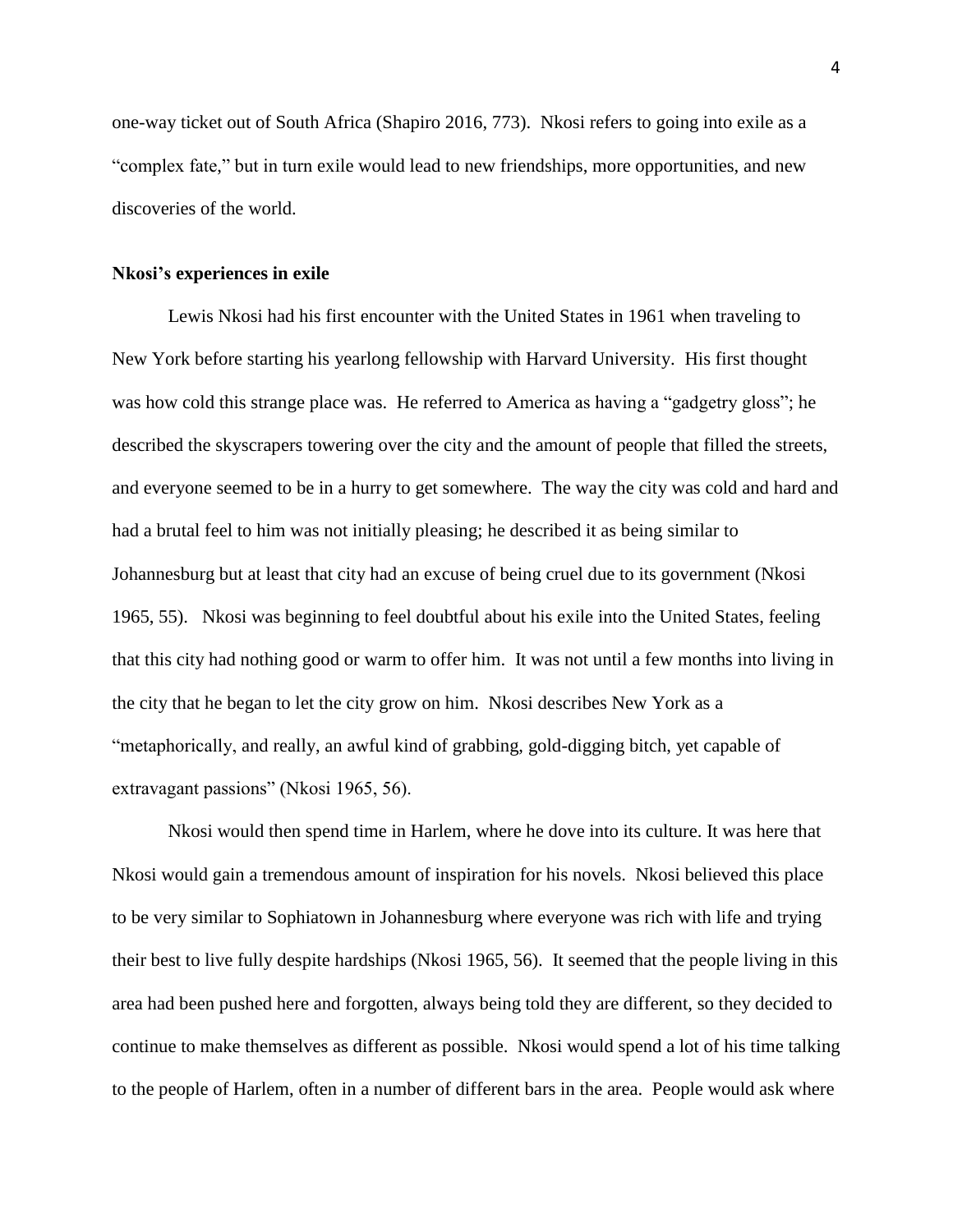one-way ticket out of South Africa (Shapiro 2016, 773). Nkosi refers to going into exile as a "complex fate," but in turn exile would lead to new friendships, more opportunities, and new discoveries of the world.

**Nkosi's experiences in exile**

Lewis Nkosi had his first encounter with the United States in 1961 when traveling to New York before starting his yearlong fellowship with Harvard University. His first thought was how cold this strange place was. He referred to America as having a "gadgetry gloss"; he described the skyscrapers towering over the city and the amount of people that filled the streets, and everyone seemed to be in a hurry to get somewhere. The way the city was cold and hard and had a brutal feel to him was not initially pleasing; he described it as being similar to Johannesburg but at least that city had an excuse of being cruel due to its government (Nkosi 1965, 55). Nkosi was beginning to feel doubtful about his exile into the United States, feeling that this city had nothing good or warm to offer him. It was not until a few months into living in the city that he began to let the city grow on him. Nkosi describes New York as a "metaphorically, and really, an awful kind of grabbing, gold-digging bitch, yet capable of extravagant passions" (Nkosi 1965, 56).

Nkosi would then spend time in Harlem, where he dove into its culture. It was here that Nkosi would gain a tremendous amount of inspiration for his novels. Nkosi believed this place to be very similar to Sophiatown in Johannesburg where everyone was rich with life and trying their best to live fully despite hardships (Nkosi 1965, 56). It seemed that the people living in this area had been pushed here and forgotten, always being told they are different, so they decided to continue to make themselves as different as possible. Nkosi would spend a lot of his time talking to the people of Harlem, often in a number of different bars in the area. People would ask where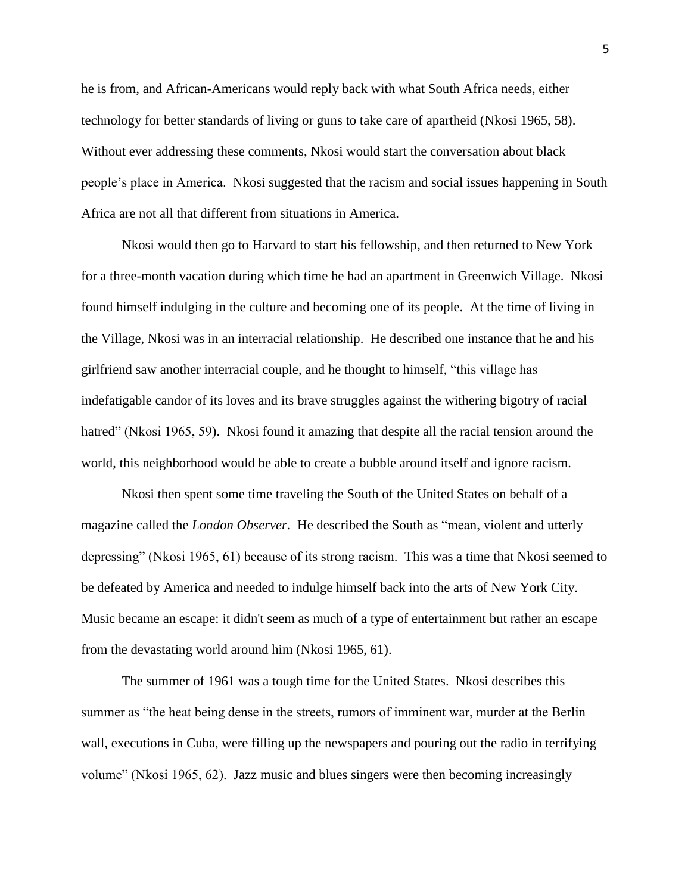he is from, and African-Americans would reply back with what South Africa needs, either technology for better standards of living or guns to take care of apartheid (Nkosi 1965, 58). Without ever addressing these comments, Nkosi would start the conversation about black people's place in America. Nkosi suggested that the racism and social issues happening in South Africa are not all that different from situations in America.

Nkosi would then go to Harvard to start his fellowship, and then returned to New York for a three-month vacation during which time he had an apartment in Greenwich Village. Nkosi found himself indulging in the culture and becoming one of its people. At the time of living in the Village, Nkosi was in an interracial relationship. He described one instance that he and his girlfriend saw another interracial couple, and he thought to himself, "this village has indefatigable candor of its loves and its brave struggles against the withering bigotry of racial hatred" (Nkosi 1965, 59). Nkosi found it amazing that despite all the racial tension around the world, this neighborhood would be able to create a bubble around itself and ignore racism.

Nkosi then spent some time traveling the South of the United States on behalf of a magazine called the *London Observer*. He described the South as "mean, violent and utterly depressing" (Nkosi 1965, 61) because of its strong racism. This was a time that Nkosi seemed to be defeated by America and needed to indulge himself back into the arts of New York City. Music became an escape: it didn't seem as much of a type of entertainment but rather an escape from the devastating world around him (Nkosi 1965, 61).

The summer of 1961 was a tough time for the United States. Nkosi describes this summer as "the heat being dense in the streets, rumors of imminent war, murder at the Berlin wall, executions in Cuba, were filling up the newspapers and pouring out the radio in terrifying volume" (Nkosi 1965, 62). Jazz music and blues singers were then becoming increasingly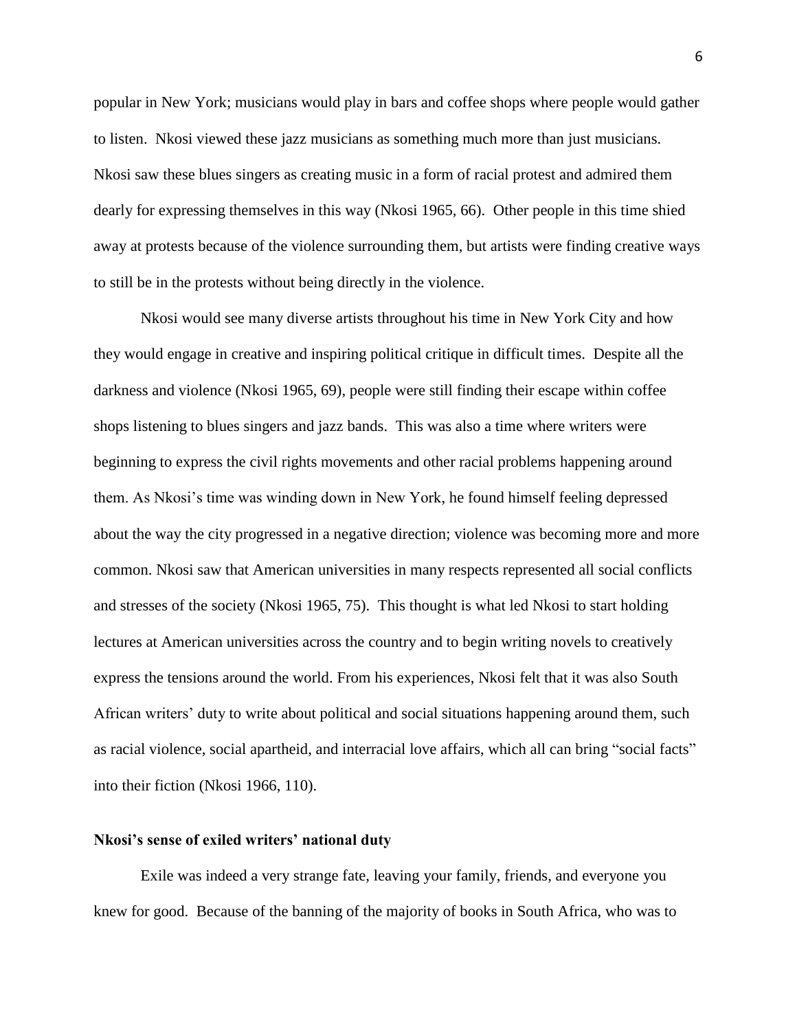popular in New York; musicians would play in bars and coffee shops where people would gather to listen. Nkosi viewed these jazz musicians as something much more than just musicians. Nkosi saw these blues singers as creating music in a form of racial protest and admired them dearly for expressing themselves in this way (Nkosi 1965, 66). Other people in this time shied away at protests because of the violence surrounding them, but artists were finding creative ways to still be in the protests without being directly in the violence.

Nkosi would see many diverse artists throughout his time in New York City and how they would engage in creative and inspiring political critique in difficult times. Despite all the darkness and violence (Nkosi 1965, 69), people were still finding their escape within coffee shops listening to blues singers and jazz bands. This was also a time where writers were beginning to express the civil rights movements and other racial problems happening around them. As Nkosi's time was winding down in New York, he found himself feeling depressed about the way the city progressed in a negative direction; violence was becoming more and more common. Nkosi saw that American universities in many respects represented all social conflicts and stresses of the society (Nkosi 1965, 75). This thought is what led Nkosi to start holding lectures at American universities across the country and to begin writing novels to creatively express the tensions around the world. From his experiences, Nkosi felt that it was also South African writers' duty to write about political and social situations happening around them, such as racial violence, social apartheid, and interracial love affairs, which all can bring "social facts" into their fiction (Nkosi 1966, 110).

**Nkosi's sense of exiled writers' national duty**

Exile was indeed a very strange fate, leaving your family, friends, and everyone you knew for good. Because of the banning of the majority of books in South Africa, who was to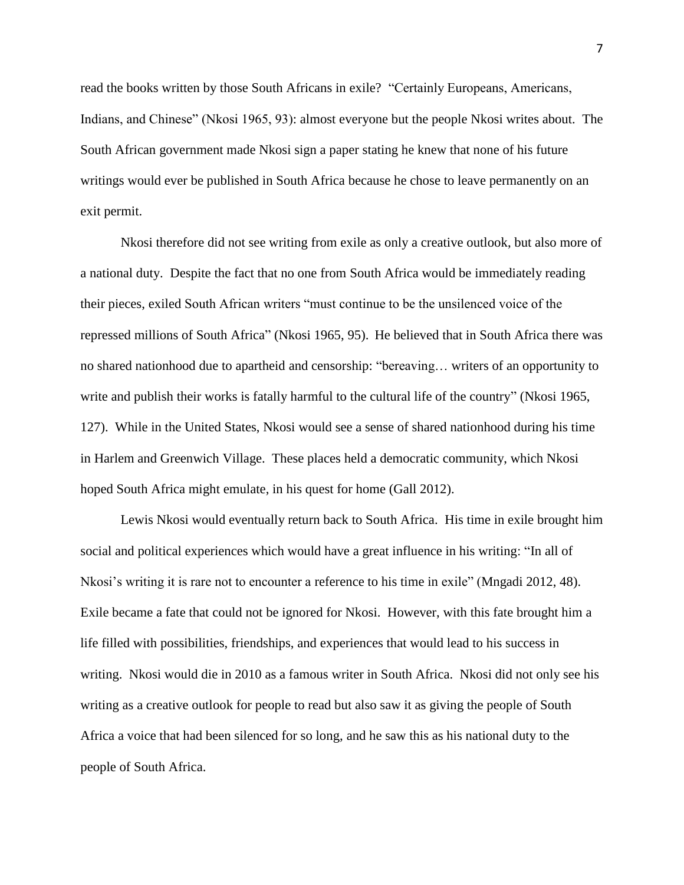read the books written by those South Africans in exile? "Certainly Europeans, Americans, Indians, and Chinese" (Nkosi 1965, 93): almost everyone but the people Nkosi writes about. The South African government made Nkosi sign a paper stating he knew that none of his future writings would ever be published in South Africa because he chose to leave permanently on an exit permit.

Nkosi therefore did not see writing from exile as only a creative outlook, but also more of a national duty. Despite the fact that no one from South Africa would be immediately reading their pieces, exiled South African writers "must continue to be the unsilenced voice of the repressed millions of South Africa" (Nkosi 1965, 95). He believed that in South Africa there was no shared nationhood due to apartheid and censorship: "bereaving… writers of an opportunity to write and publish their works is fatally harmful to the cultural life of the country" (Nkosi 1965, 127). While in the United States, Nkosi would see a sense of shared nationhood during his time in Harlem and Greenwich Village. These places held a democratic community, which Nkosi hoped South Africa might emulate, in his quest for home (Gall 2012).

Lewis Nkosi would eventually return back to South Africa. His time in exile brought him social and political experiences which would have a great influence in his writing: "In all of Nkosi's writing it is rare not to encounter a reference to his time in exile" (Mngadi 2012, 48). Exile became a fate that could not be ignored for Nkosi. However, with this fate brought him a life filled with possibilities, friendships, and experiences that would lead to his success in writing. Nkosi would die in 2010 as a famous writer in South Africa. Nkosi did not only see his writing as a creative outlook for people to read but also saw it as giving the people of South Africa a voice that had been silenced for so long, and he saw this as his national duty to the people of South Africa.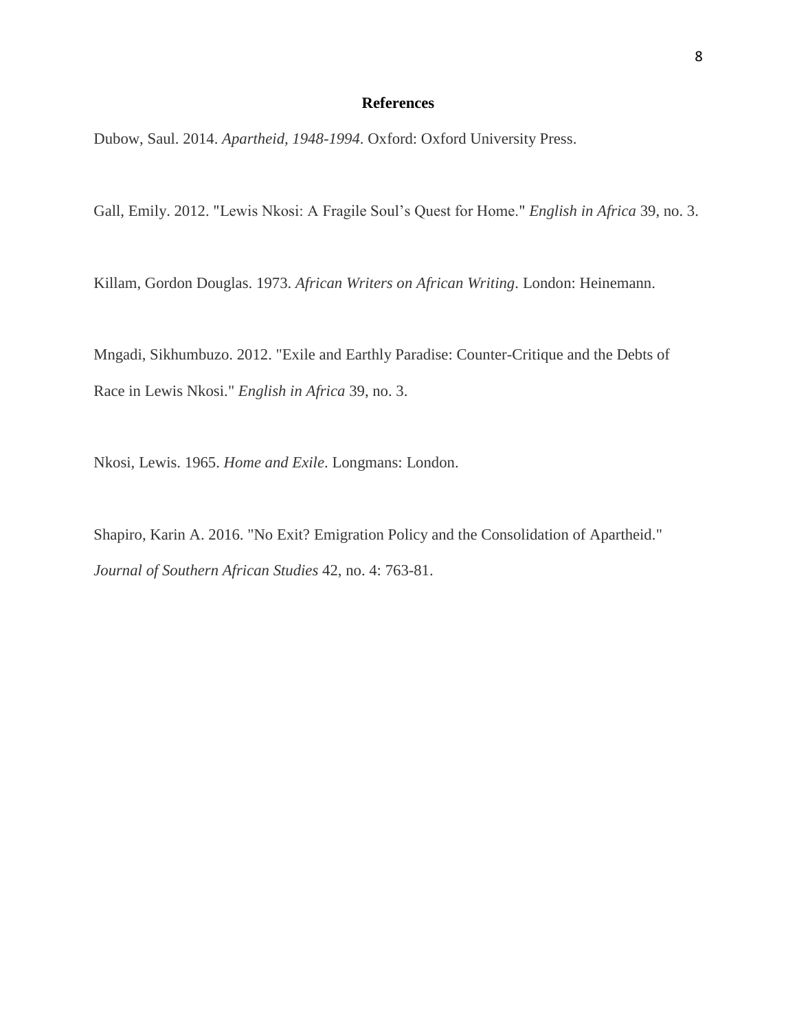# References

Dubow, Saul. 2014. *Apartheid, 1948-1994*. Oxford: Oxford University Press.

Gall, Emily. 2012. "Lewis Nkosi: A Fragile Soul's Quest for Home." *English in Africa* 39, no. 3.

Killam, Gordon Douglas. 1973. *African Writers on African Writing*. London: Heinemann.

Mngadi, Sikhumbuzo. 2012. "Exile and Earthly Paradise: Counter-Critique and the Debts of Race in Lewis Nkosi." *English in Africa* 39, no. 3.

Nkosi, Lewis. 1965. *Home and Exile*. Longmans: London.

Shapiro, Karin A. 2016. "No Exit? Emigration Policy and the Consolidation of Apartheid." *Journal of Southern African Studies* 42, no. 4: 763-81.